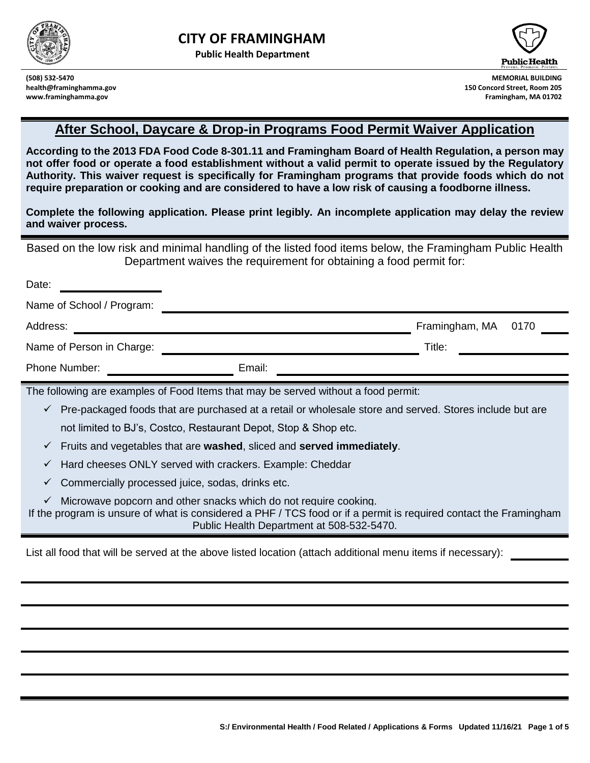# CITY OF FRAMINGHAM

**Public Health Department**

**(508) 532-5470**
**health@framinghamma.gov**
**www.framinghamma.gov**

**MEMORIAL BUILDING**
**150 Concord Street, Room 205**
**Framingham, MA 01702**

## After School, Daycare & Drop-in Programs Food Permit Waiver Application

**According to the 2013 FDA Food Code 8-301.11 and Framingham Board of Health Regulation, a person may not offer food or operate a food establishment without a valid permit to operate issued by the Regulatory Authority. This waiver request is specifically for Framingham programs that provide foods which do not require preparation or cooking and are considered to have a low risk of causing a foodborne illness.**

**Complete the following application. Please print legibly. An incomplete application may delay the review and waiver process.**

Based on the low risk and minimal handling of the listed food items below, the Framingham Public Health Department waives the requirement for obtaining a food permit for:

Date: ____________________

Name of School / Program: ________________________________________________

Address: ________________________________________ Framingham, MA 0170____

Name of Person in Charge: ______________________________ Title: ______________

Phone Number: ____________________ Email: ______________________________

The following are examples of Food Items that may be served without a food permit:

- ✓ Pre-packaged foods that are purchased at a retail or wholesale store and served. Stores include but are not limited to BJ's, Costco, Restaurant Depot, Stop & Shop etc.
- ✓ Fruits and vegetables that are **washed**, sliced and **served immediately**.
- ✓ Hard cheeses ONLY served with crackers. Example: Cheddar
- ✓ Commercially processed juice, sodas, drinks etc.
- ✓ Microwave popcorn and other snacks which do not require cooking.

If the program is unsure of what is considered a PHF / TCS food or if a permit is required contact the Framingham Public Health Department at 508-532-5470.

List all food that will be served at the above listed location (attach additional menu items if necessary): __________

________________________________________________________________________________

________________________________________________________________________________

________________________________________________________________________________

________________________________________________________________________________

________________________________________________________________________________

S:/ Environmental Health / Food Related / Applications & Forms Updated 11/16/21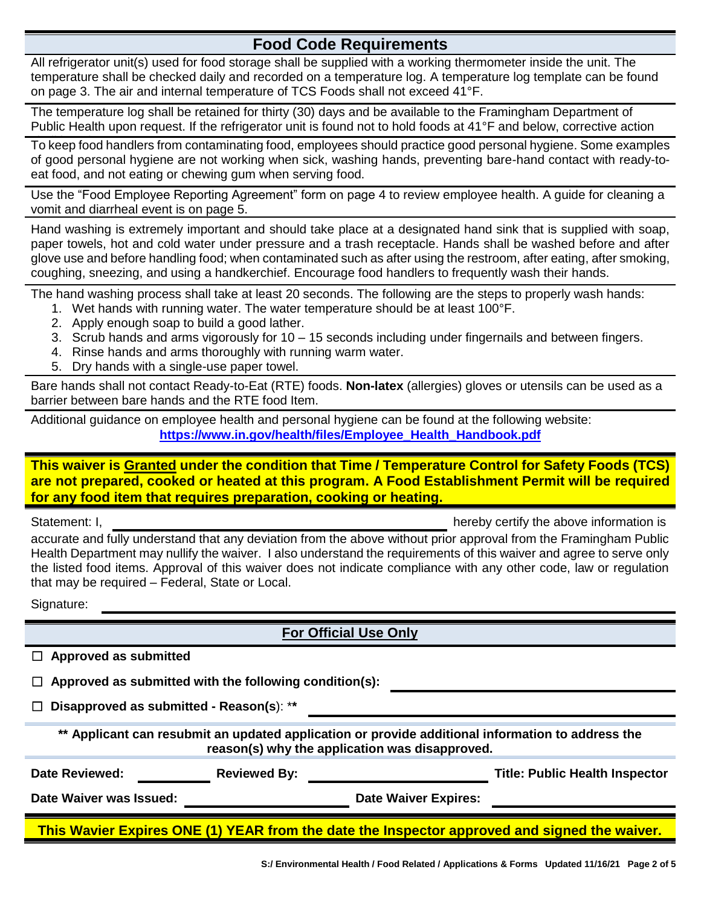## Food Code Requirements

All refrigerator unit(s) used for food storage shall be supplied with a working thermometer inside the unit. The temperature shall be checked daily and recorded on a temperature log. A temperature log template can be found on page 3. The air and internal temperature of TCS Foods shall not exceed 41°F.

The temperature log shall be retained for thirty (30) days and be available to the Framingham Department of Public Health upon request. If the refrigerator unit is found not to hold foods at 41°F and below, corrective action

To keep food handlers from contaminating food, employees should practice good personal hygiene. Some examples of good personal hygiene are not working when sick, washing hands, preventing bare-hand contact with ready-to-eat food, and not eating or chewing gum when serving food.

Use the "Food Employee Reporting Agreement" form on page 4 to review employee health. A guide for cleaning a vomit and diarrheal event is on page 5.

Hand washing is extremely important and should take place at a designated hand sink that is supplied with soap, paper towels, hot and cold water under pressure and a trash receptacle. Hands shall be washed before and after glove use and before handling food; when contaminated such as after using the restroom, after eating, after smoking, coughing, sneezing, and using a handkerchief. Encourage food handlers to frequently wash their hands.

The hand washing process shall take at least 20 seconds. The following are the steps to properly wash hands:

1. Wet hands with running water. The water temperature should be at least 100°F.
2. Apply enough soap to build a good lather.
3. Scrub hands and arms vigorously for 10 – 15 seconds including under fingernails and between fingers.
4. Rinse hands and arms thoroughly with running warm water.
5. Dry hands with a single-use paper towel.

Bare hands shall not contact Ready-to-Eat (RTE) foods. **Non-latex** (allergies) gloves or utensils can be used as a barrier between bare hands and the RTE food Item.

Additional guidance on employee health and personal hygiene can be found at the following website:
**https://www.in.gov/health/files/Employee_Health_Handbook.pdf**

**This waiver is Granted under the condition that Time / Temperature Control for Safety Foods (TCS) are not prepared, cooked or heated at this program. A Food Establishment Permit will be required for any food item that requires preparation, cooking or heating.**

Statement: I, ______________________________ hereby certify the above information is accurate and fully understand that any deviation from the above without prior approval from the Framingham Public Health Department may nullify the waiver. I also understand the requirements of this waiver and agree to serve only the listed food items. Approval of this waiver does not indicate compliance with any other code, law or regulation that may be required – Federal, State or Local.

Signature: ______________________________

## For Official Use Only

☐ **Approved as submitted**

☐ **Approved as submitted with the following condition(s):** ______________________________

☐ **Disapproved as submitted - Reason(s)**: ** ______________________________

**\*\* Applicant can resubmit an updated application or provide additional information to address the reason(s) why the application was disapproved.**

**Date Reviewed:** __________ **Reviewed By:** ______________________ **Title: Public Health Inspector**

**Date Waiver was Issued:** ______________________ **Date Waiver Expires:** ______________________

**This Wavier Expires ONE (1) YEAR from the date the Inspector approved and signed the waiver.**

S:/ Environmental Health / Food Related / Applications & Forms Updated 11/16/21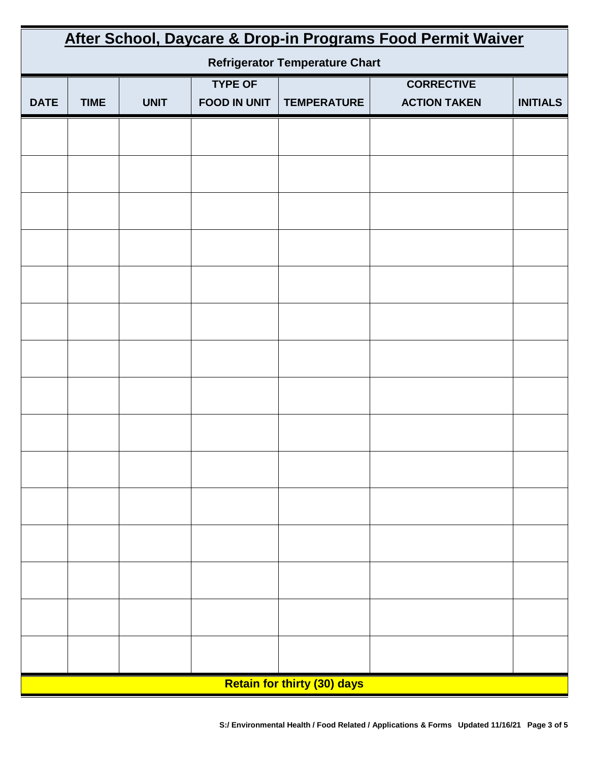# After School, Daycare & Drop-in Programs Food Permit Waiver

## Refrigerator Temperature Chart

| DATE | TIME | UNIT | TYPE OF FOOD IN UNIT | TEMPERATURE | CORRECTIVE ACTION TAKEN | INITIALS |
|---|---|---|---|---|---|---|
| | | | | | | |
| | | | | | | |
| | | | | | | |
| | | | | | | |
| | | | | | | |
| | | | | | | |
| | | | | | | |
| | | | | | | |
| | | | | | | |
| | | | | | | |
| | | | | | | |
| | | | | | | |
| | | | | | | |
| | | | | | | |
| | | | | | | |

**Retain for thirty (30) days**

**S:/ Environmental Health / Food Related / Applications & Forms Updated 11/16/21**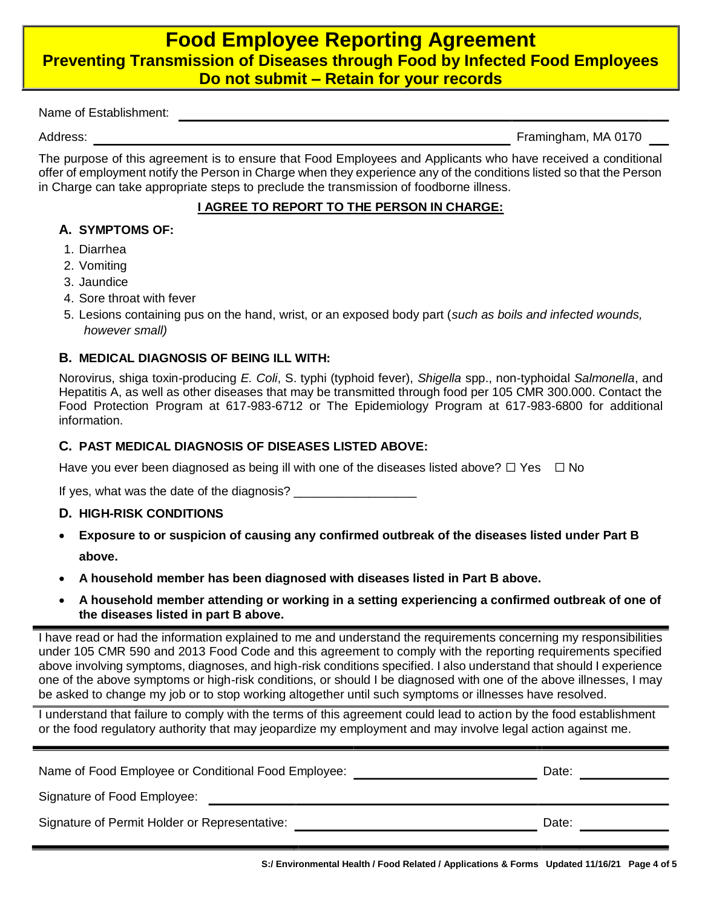# Food Employee Reporting Agreement

## Preventing Transmission of Diseases through Food by Infected Food Employees

## Do not submit – Retain for your records

Name of Establishment: ______________________________________________

Address: ______________________________________________ Framingham, MA 0170 ___

The purpose of this agreement is to ensure that Food Employees and Applicants who have received a conditional offer of employment notify the Person in Charge when they experience any of the conditions listed so that the Person in Charge can take appropriate steps to preclude the transmission of foodborne illness.

**I AGREE TO REPORT TO THE PERSON IN CHARGE:**

### A. SYMPTOMS OF:

1. Diarrhea
2. Vomiting
3. Jaundice
4. Sore throat with fever
5. Lesions containing pus on the hand, wrist, or an exposed body part (*such as boils and infected wounds, however small)*

### B. MEDICAL DIAGNOSIS OF BEING ILL WITH:

Norovirus, shiga toxin-producing *E. Coli*, S. typhi (typhoid fever), *Shigella* spp., non-typhoidal *Salmonella*, and Hepatitis A, as well as other diseases that may be transmitted through food per 105 CMR 300.000. Contact the Food Protection Program at 617-983-6712 or The Epidemiology Program at 617-983-6800 for additional information.

### C. PAST MEDICAL DIAGNOSIS OF DISEASES LISTED ABOVE:

Have you ever been diagnosed as being ill with one of the diseases listed above? ☐ Yes ☐ No

If yes, what was the date of the diagnosis? __________________

### D. HIGH-RISK CONDITIONS

- **Exposure to or suspicion of causing any confirmed outbreak of the diseases listed under Part B above.**
- **A household member has been diagnosed with diseases listed in Part B above.**
- **A household member attending or working in a setting experiencing a confirmed outbreak of one of the diseases listed in part B above.**

---

I have read or had the information explained to me and understand the requirements concerning my responsibilities under 105 CMR 590 and 2013 Food Code and this agreement to comply with the reporting requirements specified above involving symptoms, diagnoses, and high-risk conditions specified. I also understand that should I experience one of the above symptoms or high-risk conditions, or should I be diagnosed with one of the above illnesses, I may be asked to change my job or to stop working altogether until such symptoms or illnesses have resolved.

I understand that failure to comply with the terms of this agreement could lead to action by the food establishment or the food regulatory authority that may jeopardize my employment and may involve legal action against me.

---

Name of Food Employee or Conditional Food Employee: __________________________ Date: ____________

Signature of Food Employee: ______________________________________________

Signature of Permit Holder or Representative: __________________________ Date: ____________

S:/ Environmental Health / Food Related / Applications & Forms Updated 11/16/21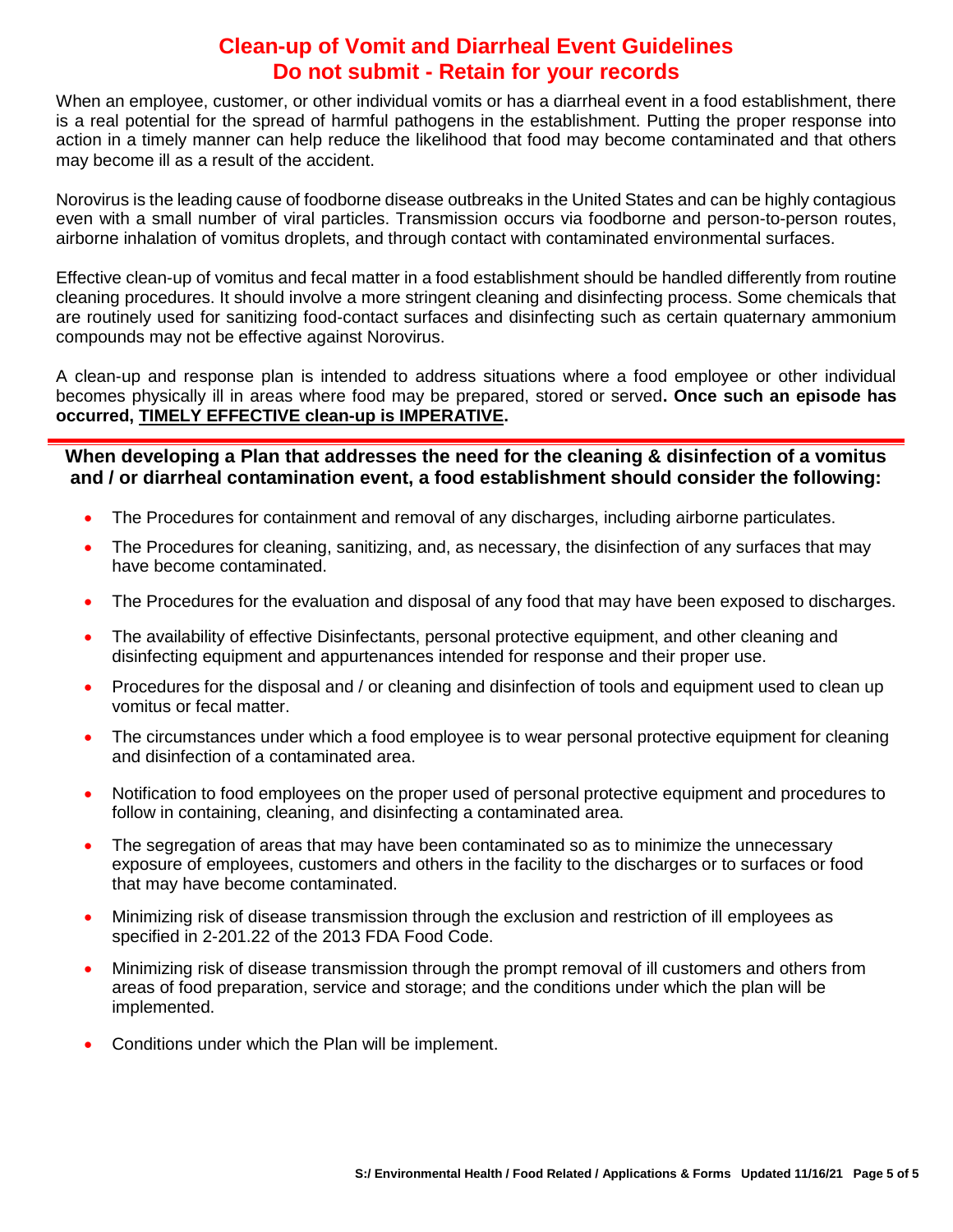# Clean-up of Vomit and Diarrheal Event Guidelines
# Do not submit - Retain for your records

When an employee, customer, or other individual vomits or has a diarrheal event in a food establishment, there is a real potential for the spread of harmful pathogens in the establishment. Putting the proper response into action in a timely manner can help reduce the likelihood that food may become contaminated and that others may become ill as a result of the accident.

Norovirus is the leading cause of foodborne disease outbreaks in the United States and can be highly contagious even with a small number of viral particles. Transmission occurs via foodborne and person-to-person routes, airborne inhalation of vomitus droplets, and through contact with contaminated environmental surfaces.

Effective clean-up of vomitus and fecal matter in a food establishment should be handled differently from routine cleaning procedures. It should involve a more stringent cleaning and disinfecting process. Some chemicals that are routinely used for sanitizing food-contact surfaces and disinfecting such as certain quaternary ammonium compounds may not be effective against Norovirus.

A clean-up and response plan is intended to address situations where a food employee or other individual becomes physically ill in areas where food may be prepared, stored or served**. Once such an episode has occurred, TIMELY EFFECTIVE clean-up is IMPERATIVE.**

---

**When developing a Plan that addresses the need for the cleaning & disinfection of a vomitus and / or diarrheal contamination event, a food establishment should consider the following:**

- The Procedures for containment and removal of any discharges, including airborne particulates.
- The Procedures for cleaning, sanitizing, and, as necessary, the disinfection of any surfaces that may have become contaminated.
- The Procedures for the evaluation and disposal of any food that may have been exposed to discharges.
- The availability of effective Disinfectants, personal protective equipment, and other cleaning and disinfecting equipment and appurtenances intended for response and their proper use.
- Procedures for the disposal and / or cleaning and disinfection of tools and equipment used to clean up vomitus or fecal matter.
- The circumstances under which a food employee is to wear personal protective equipment for cleaning and disinfection of a contaminated area.
- Notification to food employees on the proper used of personal protective equipment and procedures to follow in containing, cleaning, and disinfecting a contaminated area.
- The segregation of areas that may have been contaminated so as to minimize the unnecessary exposure of employees, customers and others in the facility to the discharges or to surfaces or food that may have become contaminated.
- Minimizing risk of disease transmission through the exclusion and restriction of ill employees as specified in 2-201.22 of the 2013 FDA Food Code.
- Minimizing risk of disease transmission through the prompt removal of ill customers and others from areas of food preparation, service and storage; and the conditions under which the plan will be implemented.
- Conditions under which the Plan will be implement.